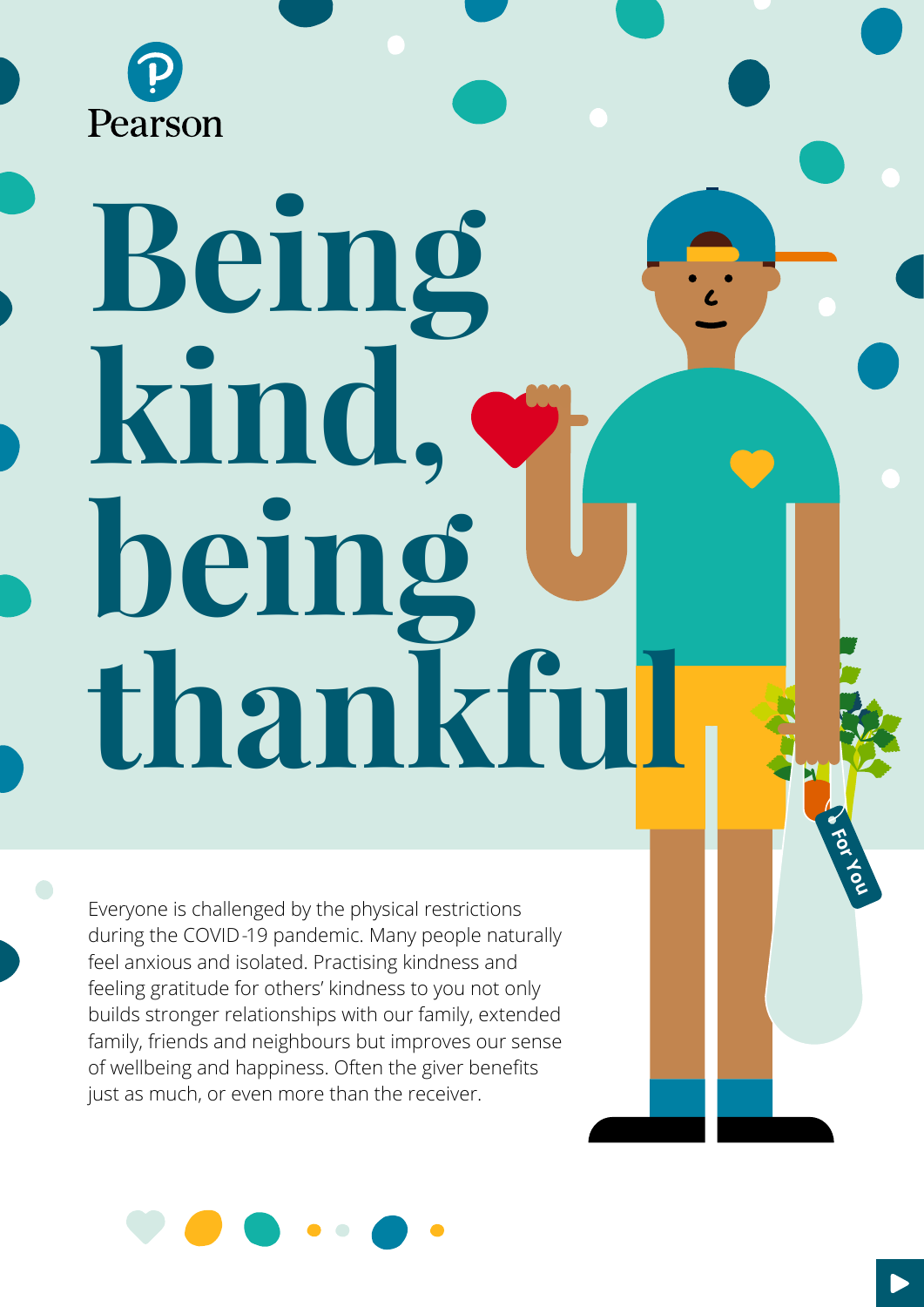Pearson

# Being kind, being thankful

Everyone is challenged by the physical restrictions during the COVID-19 pandemic. Many people naturally feel anxious and isolated. Practising kindness and feeling gratitude for others' kindness to you not only builds stronger relationships with our family, extended family, friends and neighbours but improves our sense of wellbeing and happiness. Often the giver benefits just as much, or even more than the receiver.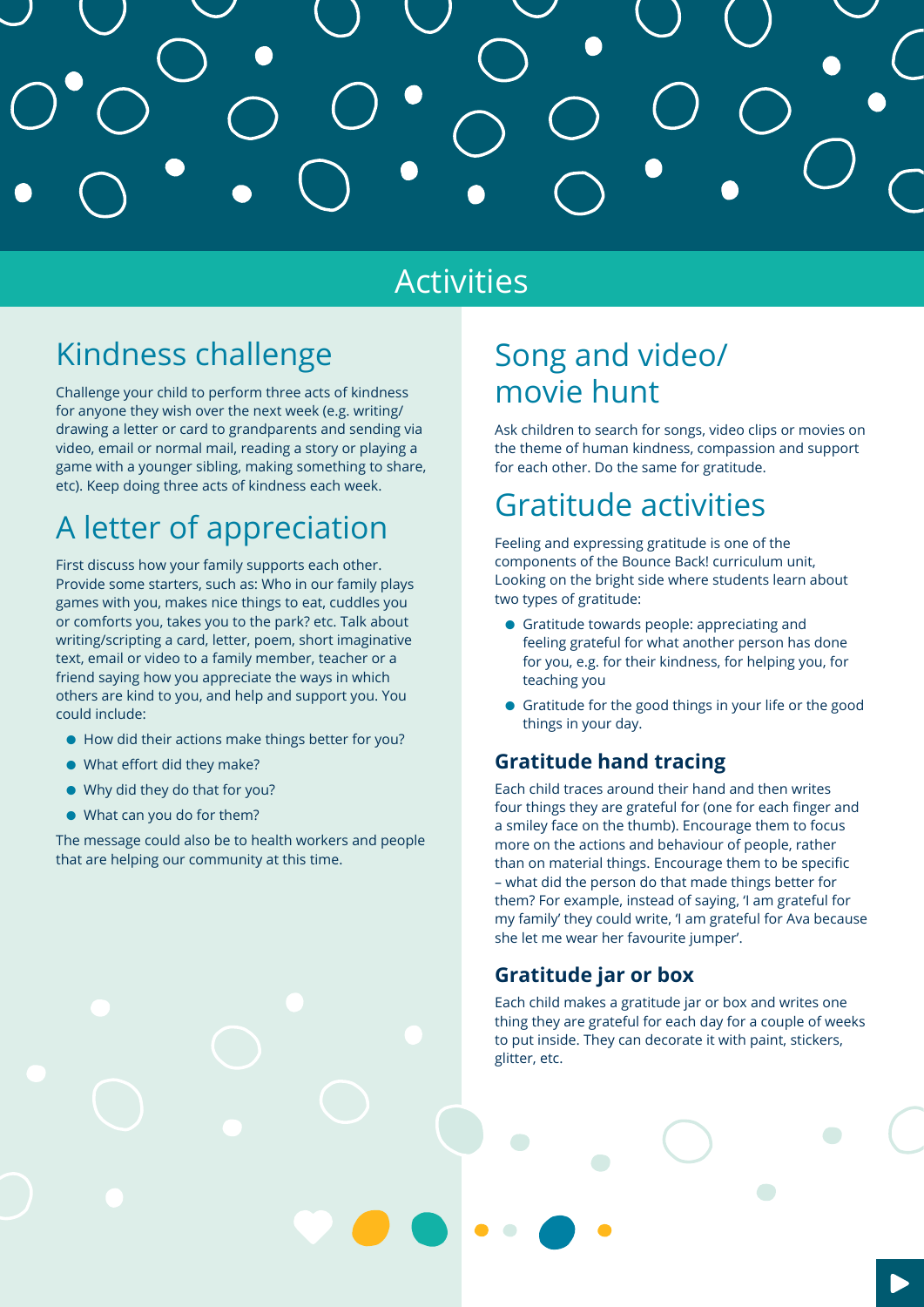# Activities

## Kindness challenge

Challenge your child to perform three acts of kindness for anyone they wish over the next week (e.g. writing/ drawing a letter or card to grandparents and sending via video, email or normal mail, reading a story or playing a game with a younger sibling, making something to share, etc). Keep doing three acts of kindness each week.

## A letter of appreciation

First discuss how your family supports each other. Provide some starters, such as: Who in our family plays games with you, makes nice things to eat, cuddles you or comforts you, takes you to the park? etc. Talk about writing/scripting a card, letter, poem, short imaginative text, email or video to a family member, teacher or a friend saying how you appreciate the ways in which others are kind to you, and help and support you. You could include:

- How did their actions make things better for you?
- What effort did they make?
- Why did they do that for you?
- What can you do for them?

The message could also be to health workers and people that are helping our community at this time.

## Song and video/ movie hunt

Ask children to search for songs, video clips or movies on the theme of human kindness, compassion and support for each other. Do the same for gratitude.

## Gratitude activities

Feeling and expressing gratitude is one of the components of the Bounce Back! curriculum unit, Looking on the bright side where students learn about two types of gratitude:

- Gratitude towards people: appreciating and feeling grateful for what another person has done for you, e.g. for their kindness, for helping you, for teaching you
- Gratitude for the good things in your life or the good things in your day.

### Gratitude hand tracing

Each child traces around their hand and then writes four things they are grateful for (one for each finger and a smiley face on the thumb). Encourage them to focus more on the actions and behaviour of people, rather than on material things. Encourage them to be specific – what did the person do that made things better for them? For example, instead of saying, 'I am grateful for my family' they could write, 'I am grateful for Ava because she let me wear her favourite jumper'.

### Gratitude jar or box

Each child makes a gratitude jar or box and writes one thing they are grateful for each day for a couple of weeks to put inside. They can decorate it with paint, stickers, glitter, etc.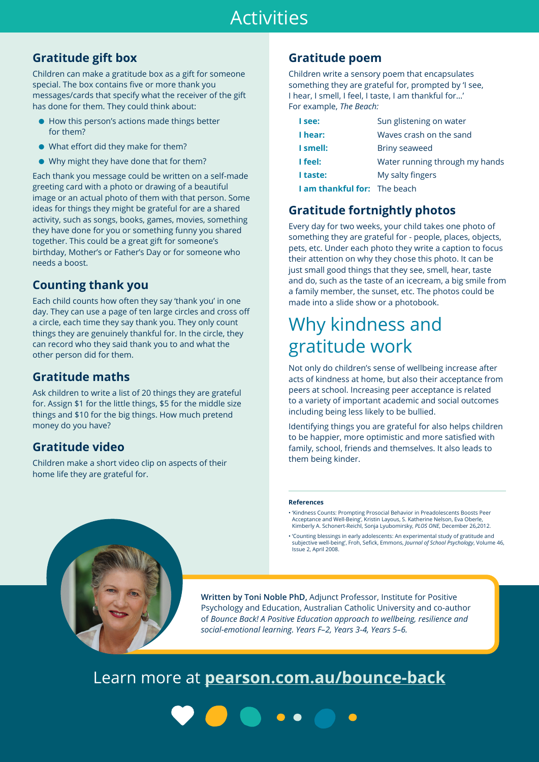# Activities

## Gratitude gift box

Children can make a gratitude box as a gift for someone special. The box contains five or more thank you messages/cards that specify what the receiver of the gift has done for them. They could think about:

- How this person's actions made things better for them?
- What effort did they make for them?
- Why might they have done that for them?

Each thank you message could be written on a self-made greeting card with a photo or drawing of a beautiful image or an actual photo of them with that person. Some ideas for things they might be grateful for are a shared activity, such as songs, books, games, movies, something they have done for you or something funny you shared together. This could be a great gift for someone's birthday, Mother's or Father's Day or for someone who needs a boost.

## Counting thank you

Each child counts how often they say 'thank you' in one day. They can use a page of ten large circles and cross off a circle, each time they say thank you. They only count things they are genuinely thankful for. In the circle, they can record who they said thank you to and what the other person did for them.

## Gratitude maths

Ask children to write a list of 20 things they are grateful for. Assign $1 for the little things, $5 for the middle size things and $10 for the big things. How much pretend money do you have?

## Gratitude video

Children make a short video clip on aspects of their home life they are grateful for.

## Gratitude poem

Children write a sensory poem that encapsulates something they are grateful for, prompted by 'I see, I hear, I smell, I feel, I taste, I am thankful for...' For example, *The Beach:*

| | |
|---|---|
| **I see:** | Sun glistening on water |
| **I hear:** | Waves crash on the sand |
| **I smell:** | Briny seaweed |
| **I feel:** | Water running through my hands |
| **I taste:** | My salty fingers |
| **I am thankful for:** | The beach |

## Gratitude fortnightly photos

Every day for two weeks, your child takes one photo of something they are grateful for - people, places, objects, pets, etc. Under each photo they write a caption to focus their attention on why they chose this photo. It can be just small good things that they see, smell, hear, taste and do, such as the taste of an icecream, a big smile from a family member, the sunset, etc. The photos could be made into a slide show or a photobook.

# Why kindness and gratitude work

Not only do children's sense of wellbeing increase after acts of kindness at home, but also their acceptance from peers at school. Increasing peer acceptance is related to a variety of important academic and social outcomes including being less likely to be bullied.

Identifying things you are grateful for also helps children to be happier, more optimistic and more satisfied with family, school, friends and themselves. It also leads to them being kinder.

**References**

- 'Kindness Counts: Prompting Prosocial Behavior in Preadolescents Boosts Peer Acceptance and Well-Being', Kristin Layous, S. Katherine Nelson, Eva Oberle, Kimberly A. Schonert-Reichl, Sonja Lyubomirsky, *PLOS ONE*, December 26,2012.
- 'Counting blessings in early adolescents: An experimental study of gratitude and subjective well-being', Froh, Sefick, Emmons, *Journal of School Psychology*, Volume 46, Issue 2, April 2008.

**Written by Toni Noble PhD,** Adjunct Professor, Institute for Positive Psychology and Education, Australian Catholic University and co-author of *Bounce Back! A Positive Education approach to wellbeing, resilience and social-emotional learning. Years F–2, Years 3-4, Years 5–6.*

Learn more at **pearson.com.au/bounce-back**